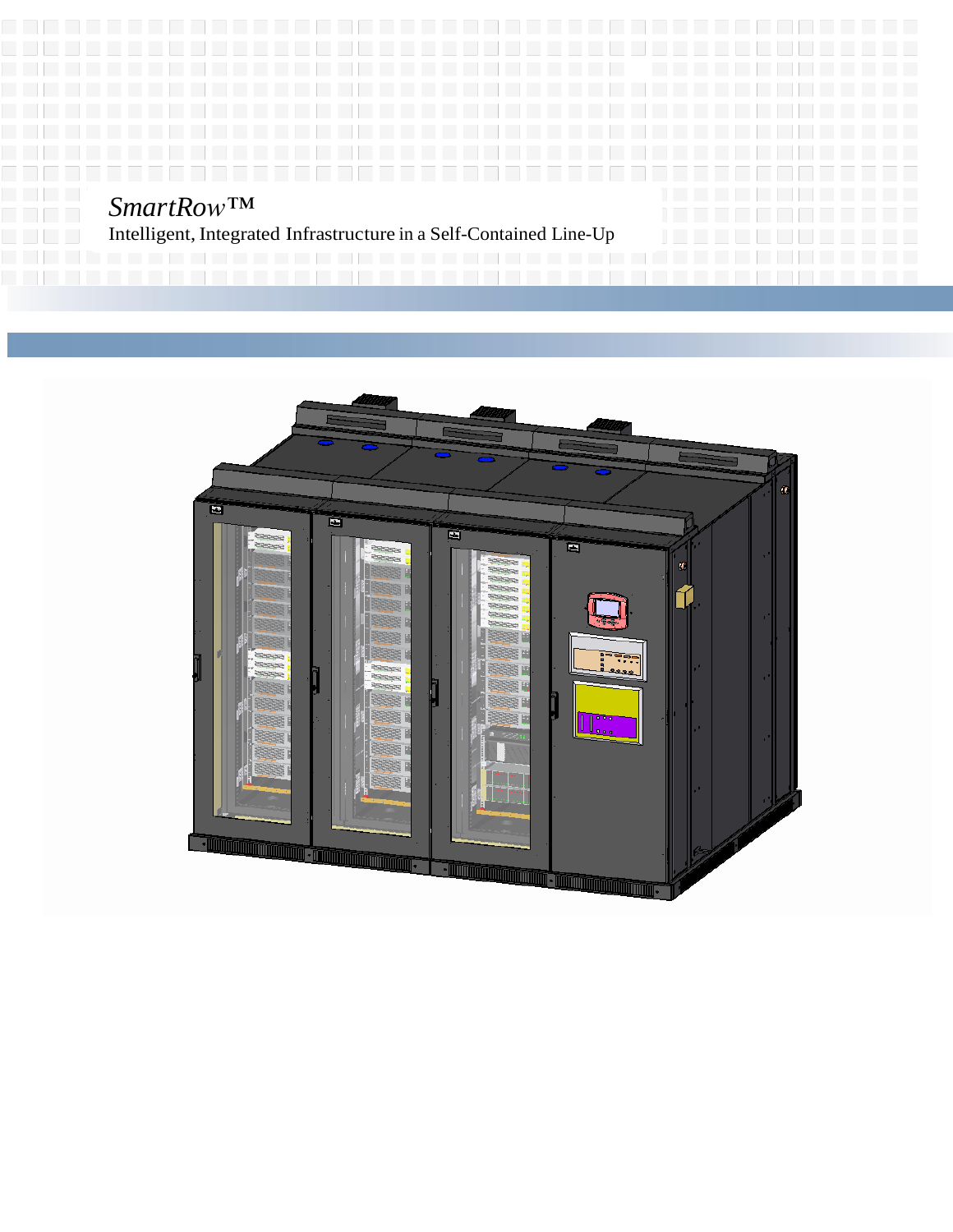# *SmartRow™*

Intelligent, Integrated Infrastructure in a Self-Contained Line-Up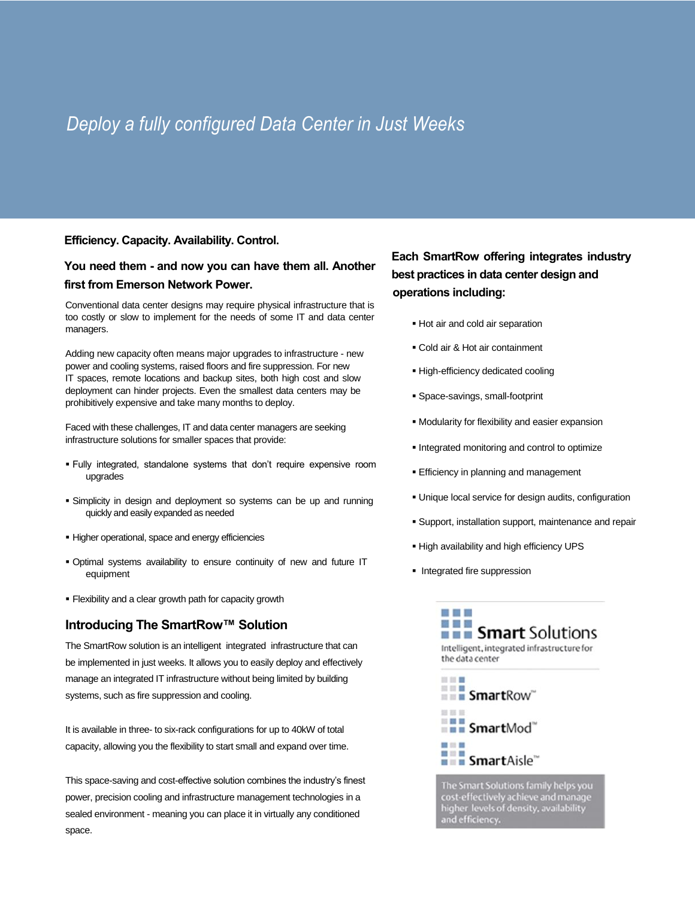# *Deploy a fully configured Data Center in Just Weeks*

**Efficiency. Capacity. Availability. Control.**

### You need them - and now you can have them all. Another first from Emerson Network Power.

Conventional data center designs may require physical infrastructure that is too costly or slow to implement for the needs of some IT and data center managers.

Adding new capacity often means major upgrades to infrastructure - new power and cooling systems, raised floors and fire suppression. For new IT spaces, remote locations and backup sites, both high cost and slow deployment can hinder projects. Even the smallest data centers may be prohibitively expensive and take many months to deploy.

Faced with these challenges, IT and data center managers are seeking infrastructure solutions for smaller spaces that provide:

- Fully integrated, standalone systems that don't require expensive room upgrades
- Simplicity in design and deployment so systems can be up and running quickly and easily expanded as needed
- Higher operational, space and energy efficiencies
- Optimal systems availability to ensure continuity of new and future IT equipment
- Flexibility and a clear growth path for capacity growth

## Introducing The SmartRow™ Solution

The SmartRow solution is an intelligent integrated infrastructure that can be implemented in just weeks. It allows you to easily deploy and effectively manage an integrated IT infrastructure without being limited by building systems, such as fire suppression and cooling.

It is available in three- to six-rack configurations for up to 40kW of total capacity, allowing you the flexibility to start small and expand over time.

This space-saving and cost-effective solution combines the industry's finest power, precision cooling and infrastructure management technologies in a sealed environment - meaning you can place it in virtually any conditioned space.

### Each SmartRow offering integrates industry best practices in data center design and operations including:

- Hot air and cold air separation
- Cold air & Hot air containment
- High-efficiency dedicated cooling
- Space-savings, small-footprint
- Modularity for flexibility and easier expansion
- Integrated monitoring and control to optimize
- Efficiency in planning and management
- Unique local service for design audits, configuration
- Support, installation support, maintenance and repair
- High availability and high efficiency UPS
- Integrated fire suppression

**Smart Solutions**

Intelligent, integrated infrastructure for the data center

SmartRow™

SmartMod™

SmartAisle™

The Smart Solutions family helps you cost-effectively achieve and manage higher levels of density, availability and efficiency.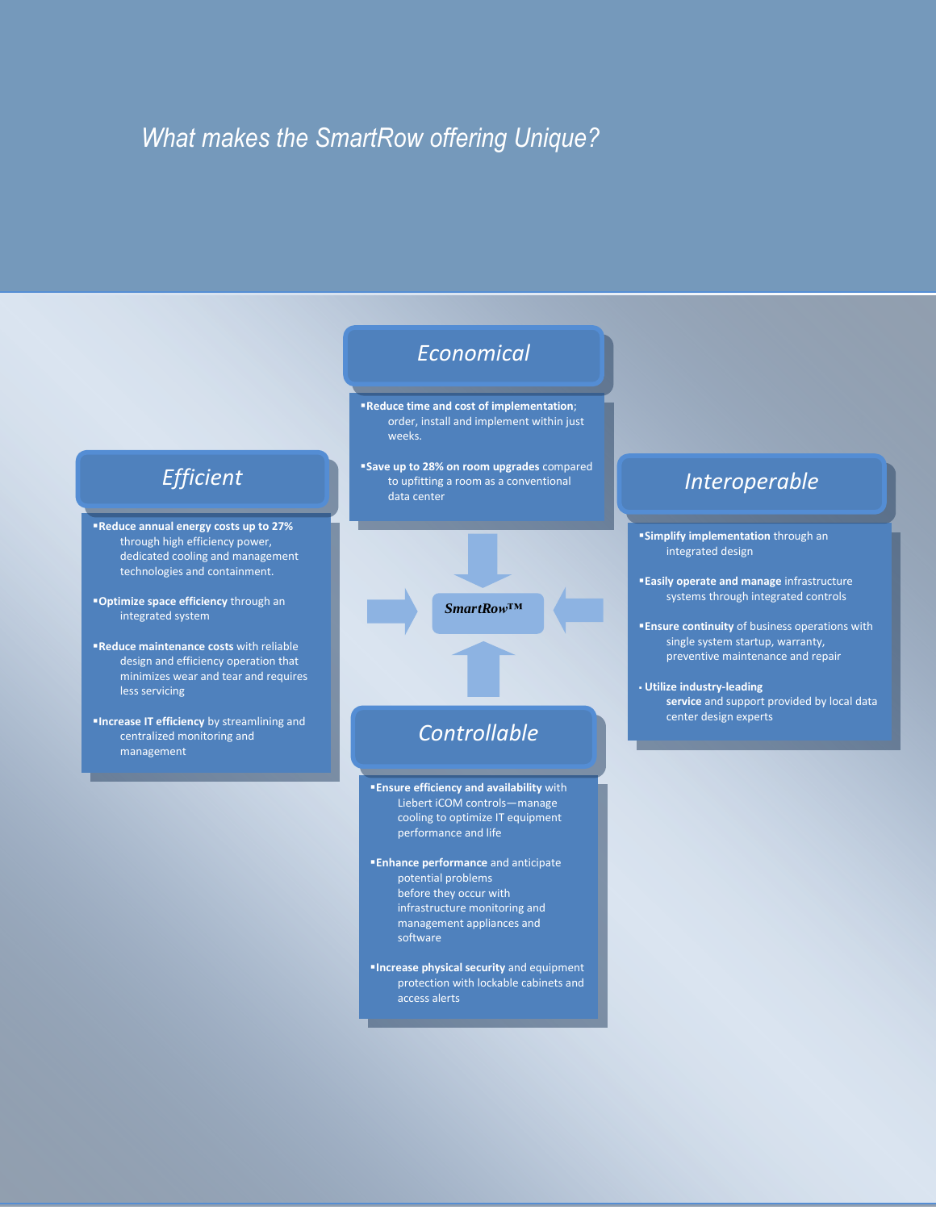# *What makes the SmartRow offering Unique?*

## *Economical*

- **Reduce time and cost of implementation**; order, install and implement within just weeks.
- **Save up to 28% on room upgrades** compared to upfitting a room as a conventional data center

## *Efficient*

- **Reduce annual energy costs up to 27%** through high efficiency power, dedicated cooling and management technologies and containment.
- **Optimize space efficiency** through an integrated system
- **Reduce maintenance costs** with reliable design and efficiency operation that minimizes wear and tear and requires less servicing
- **Increase IT efficiency** by streamlining and centralized monitoring and management

***SmartRow™***

## *Interoperable*

- **Simplify implementation** through an integrated design
- **Easily operate and manage** infrastructure systems through integrated controls
- **Ensure continuity** of business operations with single system startup, warranty, preventive maintenance and repair
- **Utilize industry-leading service** and support provided by local data center design experts

## *Controllable*

- **Ensure efficiency and availability** with Liebert iCOM controls—manage cooling to optimize IT equipment performance and life
- **Enhance performance** and anticipate potential problems before they occur with infrastructure monitoring and management appliances and software
- **Increase physical security** and equipment protection with lockable cabinets and access alerts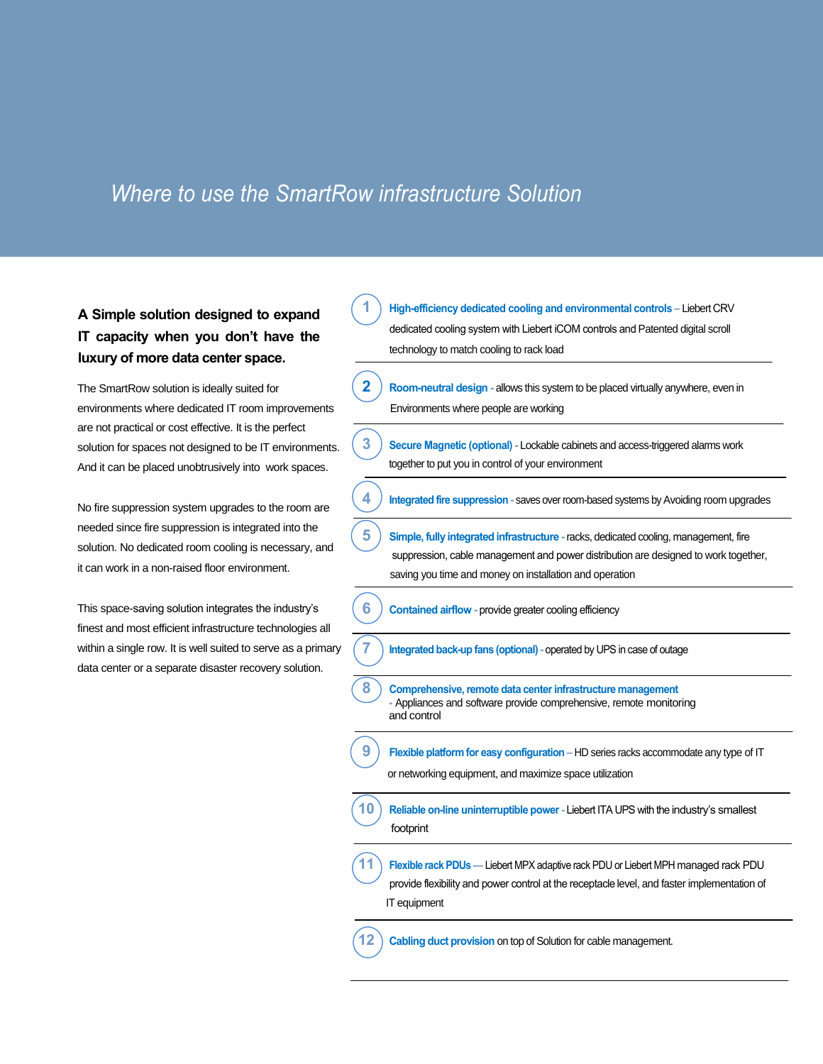# *Where to use the SmartRow infrastructure Solution*

**A Simple solution designed to expand IT capacity when you don't have the luxury of more data center space.**

The SmartRow solution is ideally suited for environments where dedicated IT room improvements are not practical or cost effective. It is the perfect solution for spaces not designed to be IT environments. And it can be placed unobtrusively into work spaces.

No fire suppression system upgrades to the room are needed since fire suppression is integrated into the solution. No dedicated room cooling is necessary, and it can work in a non-raised floor environment.

This space-saving solution integrates the industry's finest and most efficient infrastructure technologies all within a single row. It is well suited to serve as a primary data center or a separate disaster recovery solution.

1. **High-efficiency dedicated cooling and environmental controls** – Liebert CRV dedicated cooling system with Liebert iCOM controls and Patented digital scroll technology to match cooling to rack load
2. **Room-neutral design** - allows this system to be placed virtually anywhere, even in Environments where people are working
3. **Secure Magnetic (optional)** - Lockable cabinets and access-triggered alarms work together to put you in control of your environment
4. **Integrated fire suppression** - saves over room-based systems by Avoiding room upgrades
5. **Simple, fully integrated infrastructure** - racks, dedicated cooling, management, fire suppression, cable management and power distribution are designed to work together, saving you time and money on installation and operation
6. **Contained airflow** - provide greater cooling efficiency
7. **Integrated back-up fans (optional)** - operated by UPS in case of outage
8. **Comprehensive, remote data center infrastructure management** - Appliances and software provide comprehensive, remote monitoring and control
9. **Flexible platform for easy configuration** – HD series racks accommodate any type of IT or networking equipment, and maximize space utilization
10. **Reliable on-line uninterruptible power** - Liebert ITA UPS with the industry's smallest footprint
11. **Flexible rack PDUs** — Liebert MPX adaptive rack PDU or Liebert MPH managed rack PDU provide flexibility and power control at the receptacle level, and faster implementation of IT equipment
12. **Cabling duct provision** on top of Solution for cable management.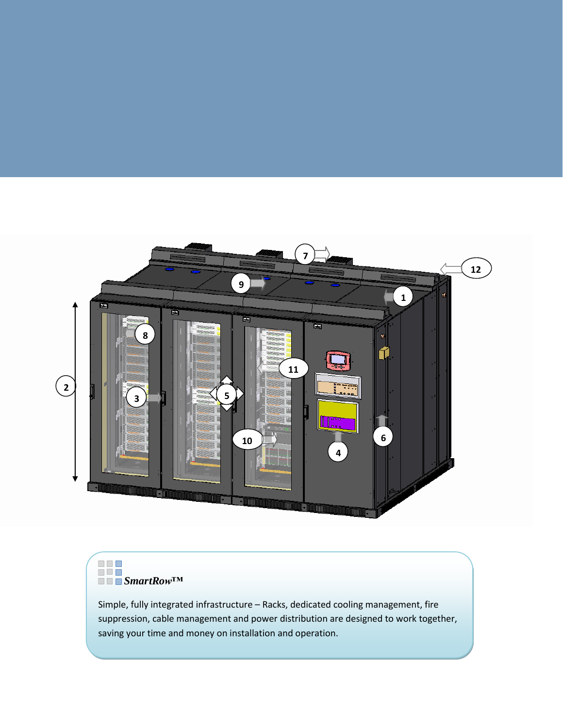SmartRow™

Simple, fully integrated infrastructure – Racks, dedicated cooling management, fire suppression, cable management and power distribution are designed to work together, saving your time and money on installation and operation.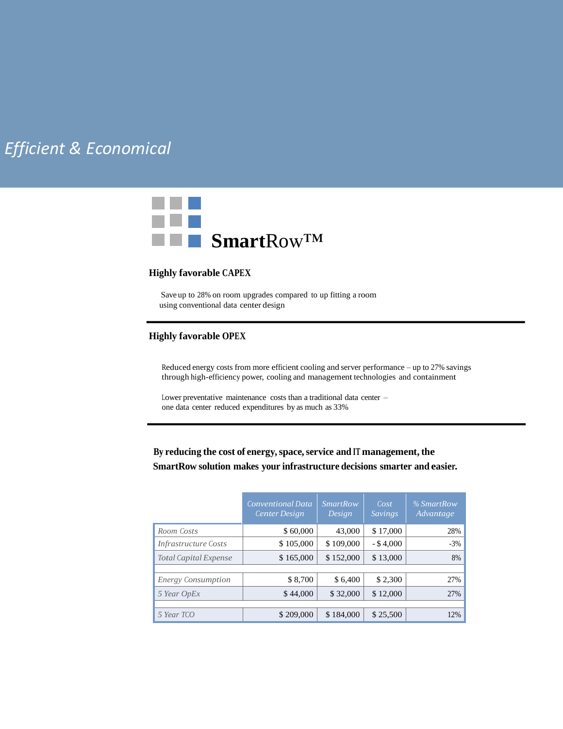# *Efficient & Economical*

## SmartRow™

### Highly favorable CAPEX

Save up to 28% on room upgrades compared to up fitting a room using conventional data center design

### Highly favorable OPEX

Reduced energy costs from more efficient cooling and server performance – up to 27% savings through high-efficiency power, cooling and management technologies and containment

Lower preventative maintenance costs than a traditional data center – one data center reduced expenditures by as much as 33%

**By reducing the cost of energy, space, service and IT management, the SmartRow solution makes your infrastructure decisions smarter and easier.**

| | *Conventional Data Center Design* | *SmartRow Design* | *Cost Savings* | *% SmartRow Advantage* |
|---|---|---|---|---|
| *Room Costs* | $ 60,000 | 43,000 | $ 17,000 | 28% |
| *Infrastructure Costs* | $ 105,000 | $ 109,000 | - $ 4,000 | -3% |
| *Total Capital Expense* | $ 165,000 | $ 152,000 | $ 13,000 | 8% |
| | | | | |
| *Energy Consumption* | $ 8,700 | $ 6,400 | $ 2,300 | 27% |
| *5 Year OpEx* | $ 44,000 | $ 32,000 | $ 12,000 | 27% |
| | | | | |
| *5 Year TCO* | $ 209,000 | $ 184,000 | $ 25,500 | 12% |